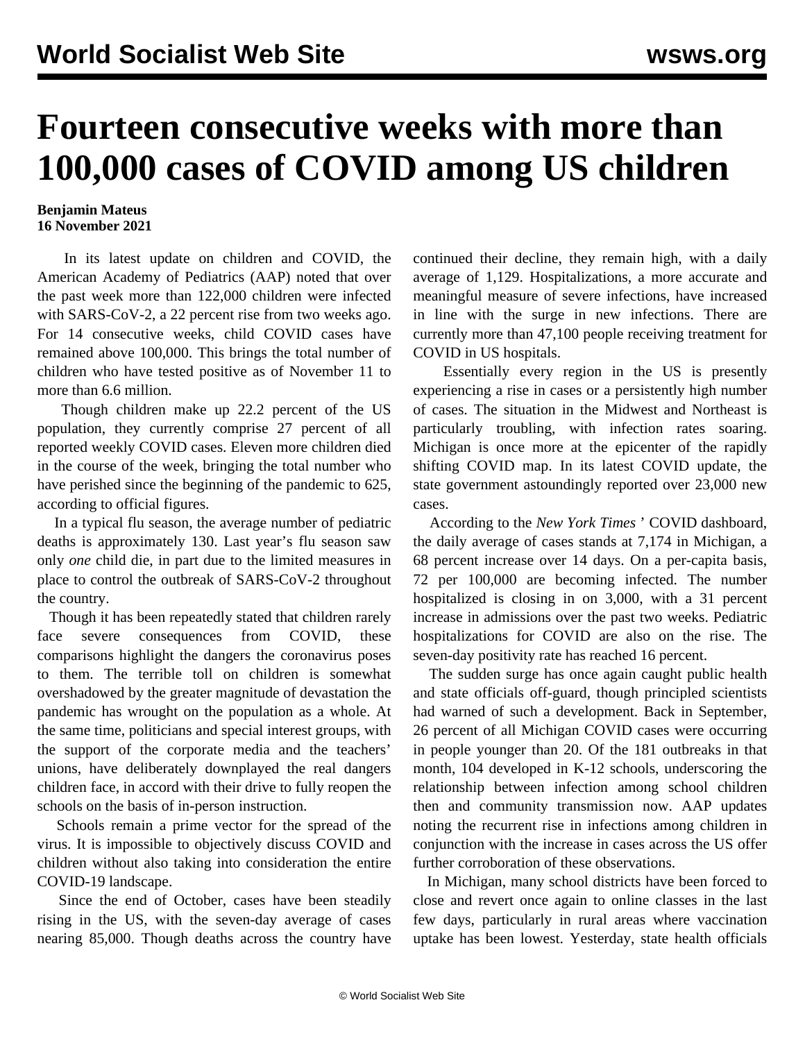# Fourteen consecutive weeks with more than 100,000 cases of COVID among US children

**Benjamin Mateus**
**16 November 2021**

In its latest update on children and COVID, the American Academy of Pediatrics (AAP) noted that over the past week more than 122,000 children were infected with SARS-CoV-2, a 22 percent rise from two weeks ago. For 14 consecutive weeks, child COVID cases have remained above 100,000. This brings the total number of children who have tested positive as of November 11 to more than 6.6 million.

Though children make up 22.2 percent of the US population, they currently comprise 27 percent of all reported weekly COVID cases. Eleven more children died in the course of the week, bringing the total number who have perished since the beginning of the pandemic to 625, according to official figures.

In a typical flu season, the average number of pediatric deaths is approximately 130. Last year's flu season saw only *one* child die, in part due to the limited measures in place to control the outbreak of SARS-CoV-2 throughout the country.

Though it has been repeatedly stated that children rarely face severe consequences from COVID, these comparisons highlight the dangers the coronavirus poses to them. The terrible toll on children is somewhat overshadowed by the greater magnitude of devastation the pandemic has wrought on the population as a whole. At the same time, politicians and special interest groups, with the support of the corporate media and the teachers' unions, have deliberately downplayed the real dangers children face, in accord with their drive to fully reopen the schools on the basis of in-person instruction.

Schools remain a prime vector for the spread of the virus. It is impossible to objectively discuss COVID and children without also taking into consideration the entire COVID-19 landscape.

Since the end of October, cases have been steadily rising in the US, with the seven-day average of cases nearing 85,000. Though deaths across the country have continued their decline, they remain high, with a daily average of 1,129. Hospitalizations, a more accurate and meaningful measure of severe infections, have increased in line with the surge in new infections. There are currently more than 47,100 people receiving treatment for COVID in US hospitals.

Essentially every region in the US is presently experiencing a rise in cases or a persistently high number of cases. The situation in the Midwest and Northeast is particularly troubling, with infection rates soaring. Michigan is once more at the epicenter of the rapidly shifting COVID map. In its latest COVID update, the state government astoundingly reported over 23,000 new cases.

According to the *New York Times*' COVID dashboard, the daily average of cases stands at 7,174 in Michigan, a 68 percent increase over 14 days. On a per-capita basis, 72 per 100,000 are becoming infected. The number hospitalized is closing in on 3,000, with a 31 percent increase in admissions over the past two weeks. Pediatric hospitalizations for COVID are also on the rise. The seven-day positivity rate has reached 16 percent.

The sudden surge has once again caught public health and state officials off-guard, though principled scientists had warned of such a development. Back in September, 26 percent of all Michigan COVID cases were occurring in people younger than 20. Of the 181 outbreaks in that month, 104 developed in K-12 schools, underscoring the relationship between infection among school children then and community transmission now. AAP updates noting the recurrent rise in infections among children in conjunction with the increase in cases across the US offer further corroboration of these observations.

In Michigan, many school districts have been forced to close and revert once again to online classes in the last few days, particularly in rural areas where vaccination uptake has been lowest. Yesterday, state health officials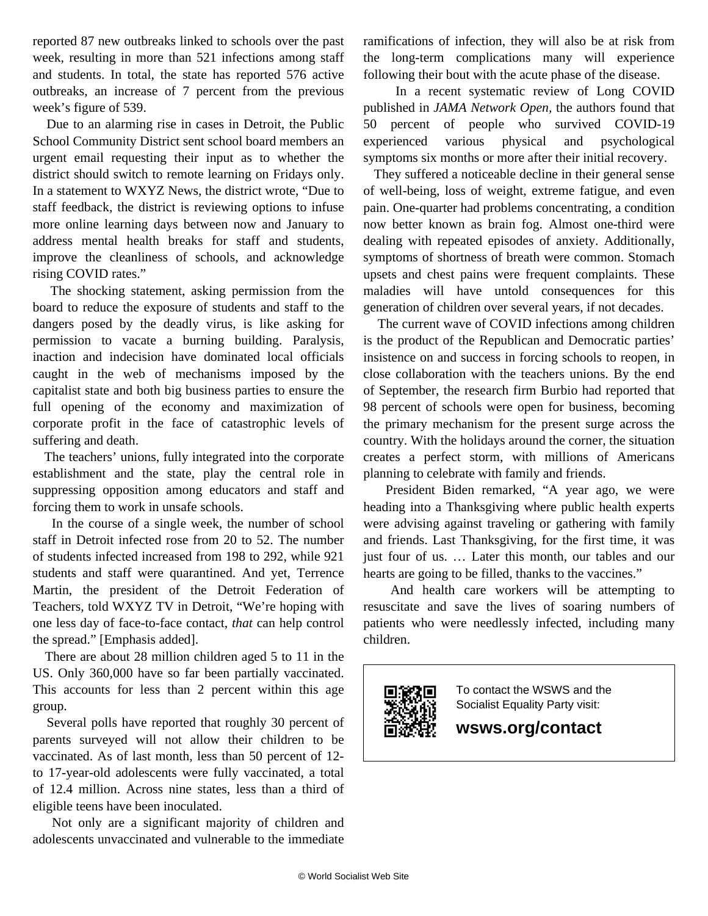reported 87 new outbreaks linked to schools over the past week, resulting in more than 521 infections among staff and students. In total, the state has reported 576 active outbreaks, an increase of 7 percent from the previous week's figure of 539.

Due to an alarming rise in cases in Detroit, the Public School Community District sent school board members an urgent email requesting their input as to whether the district should switch to remote learning on Fridays only. In a statement to WXYZ News, the district wrote, "Due to staff feedback, the district is reviewing options to infuse more online learning days between now and January to address mental health breaks for staff and students, improve the cleanliness of schools, and acknowledge rising COVID rates."

The shocking statement, asking permission from the board to reduce the exposure of students and staff to the dangers posed by the deadly virus, is like asking for permission to vacate a burning building. Paralysis, inaction and indecision have dominated local officials caught in the web of mechanisms imposed by the capitalist state and both big business parties to ensure the full opening of the economy and maximization of corporate profit in the face of catastrophic levels of suffering and death.

The teachers' unions, fully integrated into the corporate establishment and the state, play the central role in suppressing opposition among educators and staff and forcing them to work in unsafe schools.

In the course of a single week, the number of school staff in Detroit infected rose from 20 to 52. The number of students infected increased from 198 to 292, while 921 students and staff were quarantined. And yet, Terrence Martin, the president of the Detroit Federation of Teachers, told WXYZ TV in Detroit, "We're hoping with one less day of face-to-face contact, *that* can help control the spread." [Emphasis added].

There are about 28 million children aged 5 to 11 in the US. Only 360,000 have so far been partially vaccinated. This accounts for less than 2 percent within this age group.

Several polls have reported that roughly 30 percent of parents surveyed will not allow their children to be vaccinated. As of last month, less than 50 percent of 12- to 17-year-old adolescents were fully vaccinated, a total of 12.4 million. Across nine states, less than a third of eligible teens have been inoculated.

Not only are a significant majority of children and adolescents unvaccinated and vulnerable to the immediate ramifications of infection, they will also be at risk from the long-term complications many will experience following their bout with the acute phase of the disease.

In a recent systematic review of Long COVID published in *JAMA Network Open*, the authors found that 50 percent of people who survived COVID-19 experienced various physical and psychological symptoms six months or more after their initial recovery.

They suffered a noticeable decline in their general sense of well-being, loss of weight, extreme fatigue, and even pain. One-quarter had problems concentrating, a condition now better known as brain fog. Almost one-third were dealing with repeated episodes of anxiety. Additionally, symptoms of shortness of breath were common. Stomach upsets and chest pains were frequent complaints. These maladies will have untold consequences for this generation of children over several years, if not decades.

The current wave of COVID infections among children is the product of the Republican and Democratic parties' insistence on and success in forcing schools to reopen, in close collaboration with the teachers unions. By the end of September, the research firm Burbio had reported that 98 percent of schools were open for business, becoming the primary mechanism for the present surge across the country. With the holidays around the corner, the situation creates a perfect storm, with millions of Americans planning to celebrate with family and friends.

President Biden remarked, "A year ago, we were heading into a Thanksgiving where public health experts were advising against traveling or gathering with family and friends. Last Thanksgiving, for the first time, it was just four of us. … Later this month, our tables and our hearts are going to be filled, thanks to the vaccines."

And health care workers will be attempting to resuscitate and save the lives of soaring numbers of patients who were needlessly infected, including many children.

To contact the WSWS and the Socialist Equality Party visit:

**wsws.org/contact**